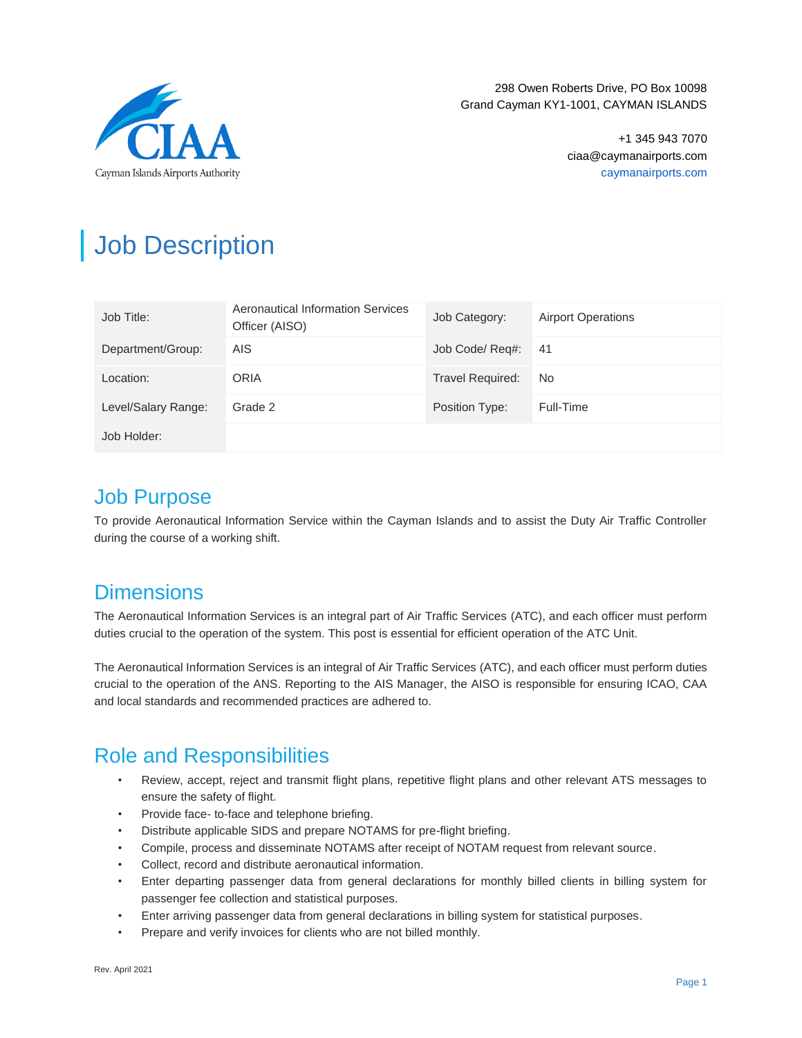CIAA
Cayman Islands Airports Authority

298 Owen Roberts Drive, PO Box 10098
Grand Cayman KY1-1001, CAYMAN ISLANDS

+1 345 943 7070
ciaa@caymanairports.com
caymanairports.com

# Job Description

| Job Title: | Aeronautical Information Services Officer (AISO) | Job Category: | Airport Operations |
|---|---|---|---|
| Department/Group: | AIS | Job Code/ Req#: | 41 |
| Location: | ORIA | Travel Required: | No |
| Level/Salary Range: | Grade 2 | Position Type: | Full-Time |
| Job Holder: | | | |

## Job Purpose

To provide Aeronautical Information Service within the Cayman Islands and to assist the Duty Air Traffic Controller during the course of a working shift.

## Dimensions

The Aeronautical Information Services is an integral part of Air Traffic Services (ATC), and each officer must perform duties crucial to the operation of the system. This post is essential for efficient operation of the ATC Unit.

The Aeronautical Information Services is an integral of Air Traffic Services (ATC), and each officer must perform duties crucial to the operation of the ANS. Reporting to the AIS Manager, the AISO is responsible for ensuring ICAO, CAA and local standards and recommended practices are adhered to.

## Role and Responsibilities

- Review, accept, reject and transmit flight plans, repetitive flight plans and other relevant ATS messages to ensure the safety of flight.
- Provide face- to-face and telephone briefing.
- Distribute applicable SIDS and prepare NOTAMS for pre-flight briefing.
- Compile, process and disseminate NOTAMS after receipt of NOTAM request from relevant source.
- Collect, record and distribute aeronautical information.
- Enter departing passenger data from general declarations for monthly billed clients in billing system for passenger fee collection and statistical purposes.
- Enter arriving passenger data from general declarations in billing system for statistical purposes.
- Prepare and verify invoices for clients who are not billed monthly.

Rev. April 2021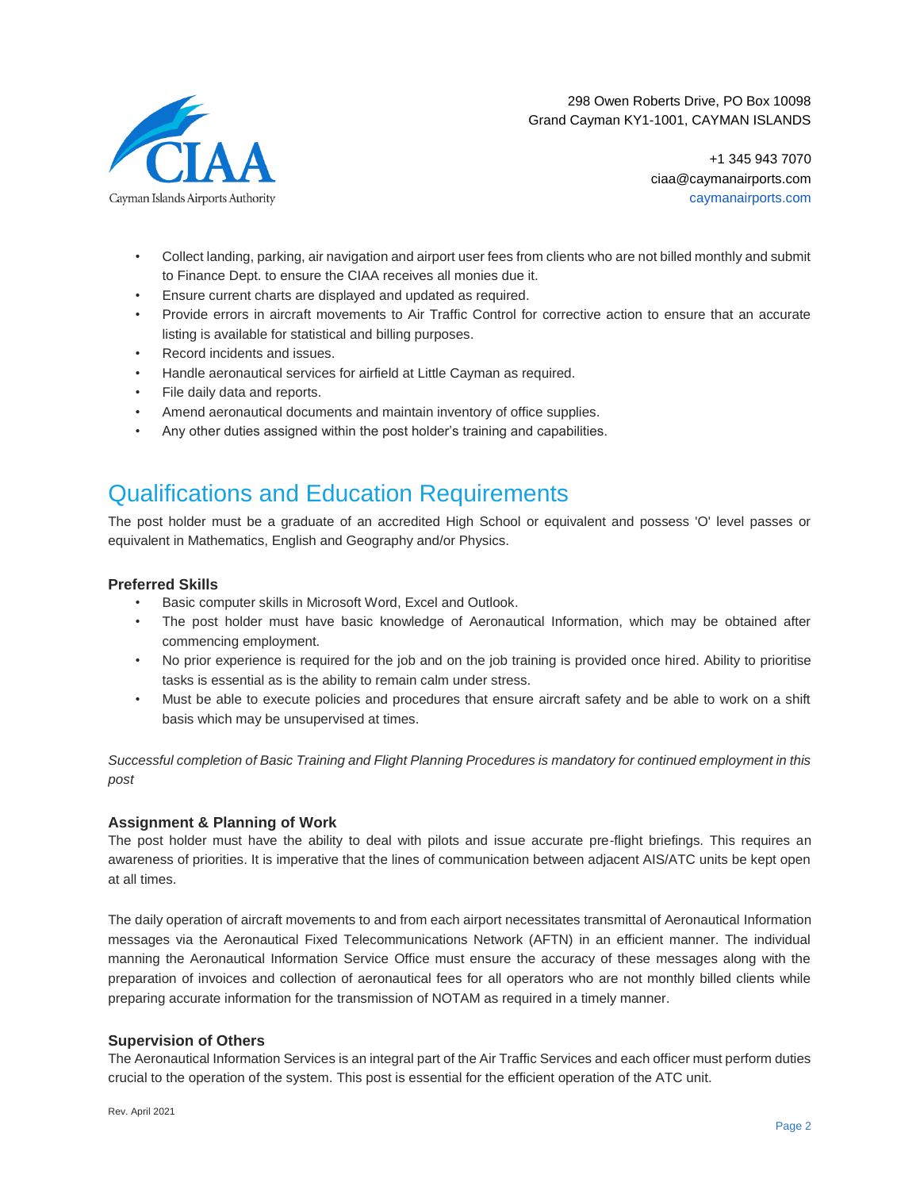- Collect landing, parking, air navigation and airport user fees from clients who are not billed monthly and submit to Finance Dept. to ensure the CIAA receives all monies due it.
- Ensure current charts are displayed and updated as required.
- Provide errors in aircraft movements to Air Traffic Control for corrective action to ensure that an accurate listing is available for statistical and billing purposes.
- Record incidents and issues.
- Handle aeronautical services for airfield at Little Cayman as required.
- File daily data and reports.
- Amend aeronautical documents and maintain inventory of office supplies.
- Any other duties assigned within the post holder's training and capabilities.

## Qualifications and Education Requirements

The post holder must be a graduate of an accredited High School or equivalent and possess 'O' level passes or equivalent in Mathematics, English and Geography and/or Physics.

### Preferred Skills

- Basic computer skills in Microsoft Word, Excel and Outlook.
- The post holder must have basic knowledge of Aeronautical Information, which may be obtained after commencing employment.
- No prior experience is required for the job and on the job training is provided once hired. Ability to prioritise tasks is essential as is the ability to remain calm under stress.
- Must be able to execute policies and procedures that ensure aircraft safety and be able to work on a shift basis which may be unsupervised at times.

*Successful completion of Basic Training and Flight Planning Procedures is mandatory for continued employment in this post*

### Assignment & Planning of Work

The post holder must have the ability to deal with pilots and issue accurate pre-flight briefings. This requires an awareness of priorities. It is imperative that the lines of communication between adjacent AIS/ATC units be kept open at all times.

The daily operation of aircraft movements to and from each airport necessitates transmittal of Aeronautical Information messages via the Aeronautical Fixed Telecommunications Network (AFTN) in an efficient manner. The individual manning the Aeronautical Information Service Office must ensure the accuracy of these messages along with the preparation of invoices and collection of aeronautical fees for all operators who are not monthly billed clients while preparing accurate information for the transmission of NOTAM as required in a timely manner.

### Supervision of Others

The Aeronautical Information Services is an integral part of the Air Traffic Services and each officer must perform duties crucial to the operation of the system. This post is essential for the efficient operation of the ATC unit.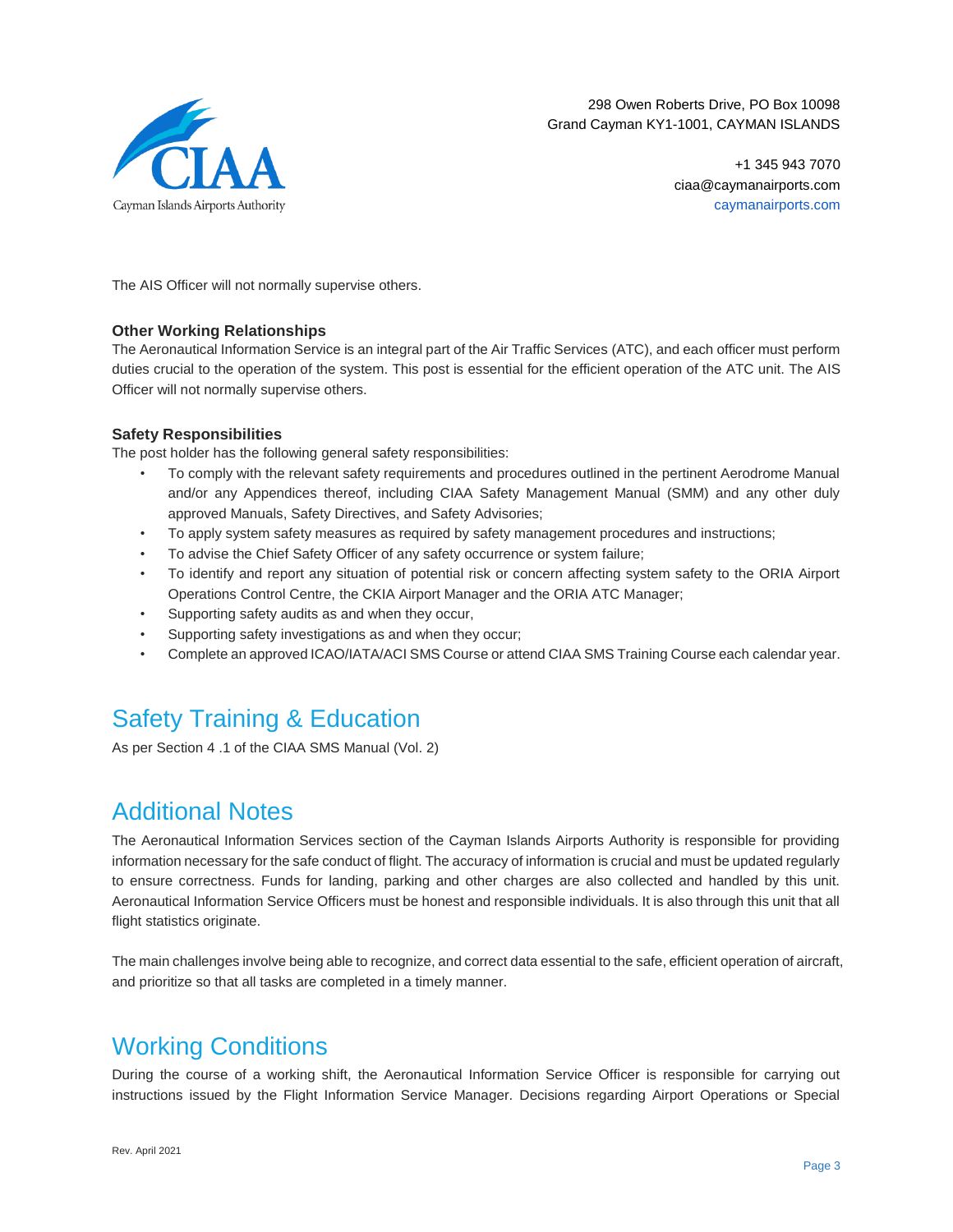The AIS Officer will not normally supervise others.

**Other Working Relationships**
The Aeronautical Information Service is an integral part of the Air Traffic Services (ATC), and each officer must perform duties crucial to the operation of the system. This post is essential for the efficient operation of the ATC unit. The AIS Officer will not normally supervise others.

**Safety Responsibilities**
The post holder has the following general safety responsibilities:

- To comply with the relevant safety requirements and procedures outlined in the pertinent Aerodrome Manual and/or any Appendices thereof, including CIAA Safety Management Manual (SMM) and any other duly approved Manuals, Safety Directives, and Safety Advisories;
- To apply system safety measures as required by safety management procedures and instructions;
- To advise the Chief Safety Officer of any safety occurrence or system failure;
- To identify and report any situation of potential risk or concern affecting system safety to the ORIA Airport Operations Control Centre, the CKIA Airport Manager and the ORIA ATC Manager;
- Supporting safety audits as and when they occur,
- Supporting safety investigations as and when they occur;
- Complete an approved ICAO/IATA/ACI SMS Course or attend CIAA SMS Training Course each calendar year.

## Safety Training & Education

As per Section 4 .1 of the CIAA SMS Manual (Vol. 2)

## Additional Notes

The Aeronautical Information Services section of the Cayman Islands Airports Authority is responsible for providing information necessary for the safe conduct of flight. The accuracy of information is crucial and must be updated regularly to ensure correctness. Funds for landing, parking and other charges are also collected and handled by this unit. Aeronautical Information Service Officers must be honest and responsible individuals. It is also through this unit that all flight statistics originate.

The main challenges involve being able to recognize, and correct data essential to the safe, efficient operation of aircraft, and prioritize so that all tasks are completed in a timely manner.

## Working Conditions

During the course of a working shift, the Aeronautical Information Service Officer is responsible for carrying out instructions issued by the Flight Information Service Manager. Decisions regarding Airport Operations or Special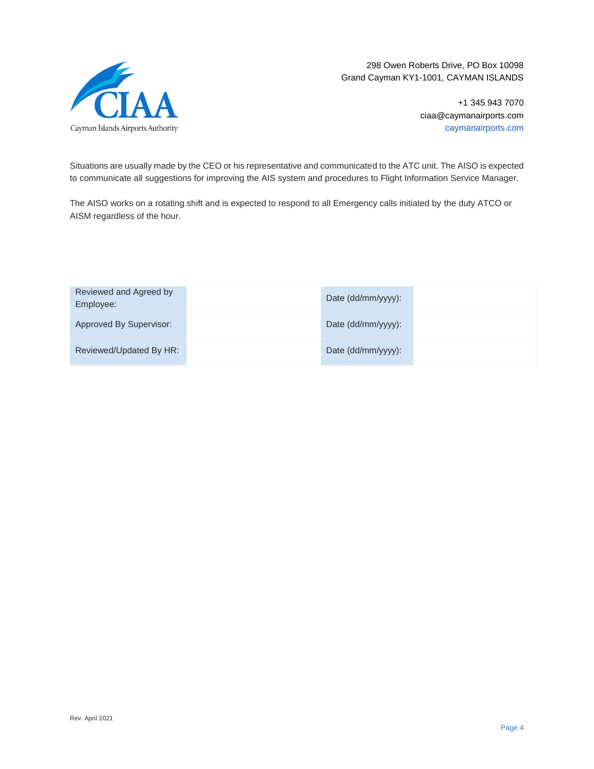Situations are usually made by the CEO or his representative and communicated to the ATC unit. The AISO is expected to communicate all suggestions for improving the AIS system and procedures to Flight Information Service Manager.

The AISO works on a rotating shift and is expected to respond to all Emergency calls initiated by the duty ATCO or AISM regardless of the hour.

| | | | |
|---|---|---|---|
| Reviewed and Agreed by Employee: | | Date (dd/mm/yyyy): | |
| Approved By Supervisor: | | Date (dd/mm/yyyy): | |
| Reviewed/Updated By HR: | | Date (dd/mm/yyyy): | |